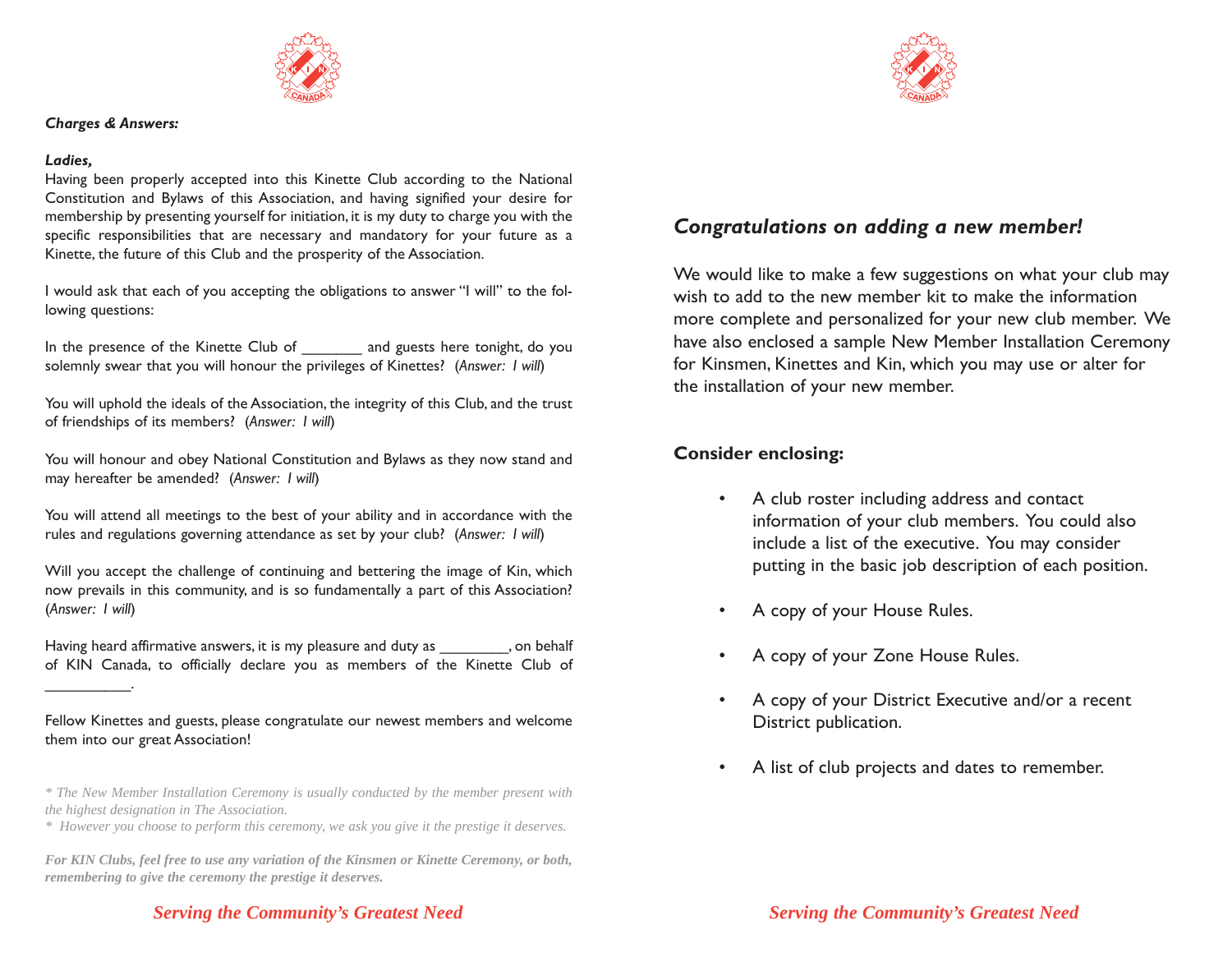***Charges & Answers:***

***Ladies,***

Having been properly accepted into this Kinette Club according to the National Constitution and Bylaws of this Association, and having signified your desire for membership by presenting yourself for initiation, it is my duty to charge you with the specific responsibilities that are necessary and mandatory for your future as a Kinette, the future of this Club and the prosperity of the Association.

I would ask that each of you accepting the obligations to answer "I will" to the following questions:

In the presence of the Kinette Club of _______ and guests here tonight, do you solemnly swear that you will honour the privileges of Kinettes? (*Answer: I will*)

You will uphold the ideals of the Association, the integrity of this Club, and the trust of friendships of its members? (*Answer: I will*)

You will honour and obey National Constitution and Bylaws as they now stand and may hereafter be amended? (*Answer: I will*)

You will attend all meetings to the best of your ability and in accordance with the rules and regulations governing attendance as set by your club? (*Answer: I will*)

Will you accept the challenge of continuing and bettering the image of Kin, which now prevails in this community, and is so fundamentally a part of this Association? (*Answer: I will*)

Having heard affirmative answers, it is my pleasure and duty as ________, on behalf of KIN Canada, to officially declare you as members of the Kinette Club of __________.

Fellow Kinettes and guests, please congratulate our newest members and welcome them into our great Association!

*\* The New Member Installation Ceremony is usually conducted by the member present with the highest designation in The Association.*

*\* However you choose to perform this ceremony, we ask you give it the prestige it deserves.*

***For KIN Clubs, feel free to use any variation of the Kinsmen or Kinette Ceremony, or both, remembering to give the ceremony the prestige it deserves.***

*Serving the Community's Greatest Need*

## *Congratulations on adding a new member!*

We would like to make a few suggestions on what your club may wish to add to the new member kit to make the information more complete and personalized for your new club member. We have also enclosed a sample New Member Installation Ceremony for Kinsmen, Kinettes and Kin, which you may use or alter for the installation of your new member.

**Consider enclosing:**

- A club roster including address and contact information of your club members. You could also include a list of the executive. You may consider putting in the basic job description of each position.
- A copy of your House Rules.
- A copy of your Zone House Rules.
- A copy of your District Executive and/or a recent District publication.
- A list of club projects and dates to remember.

*Serving the Community's Greatest Need*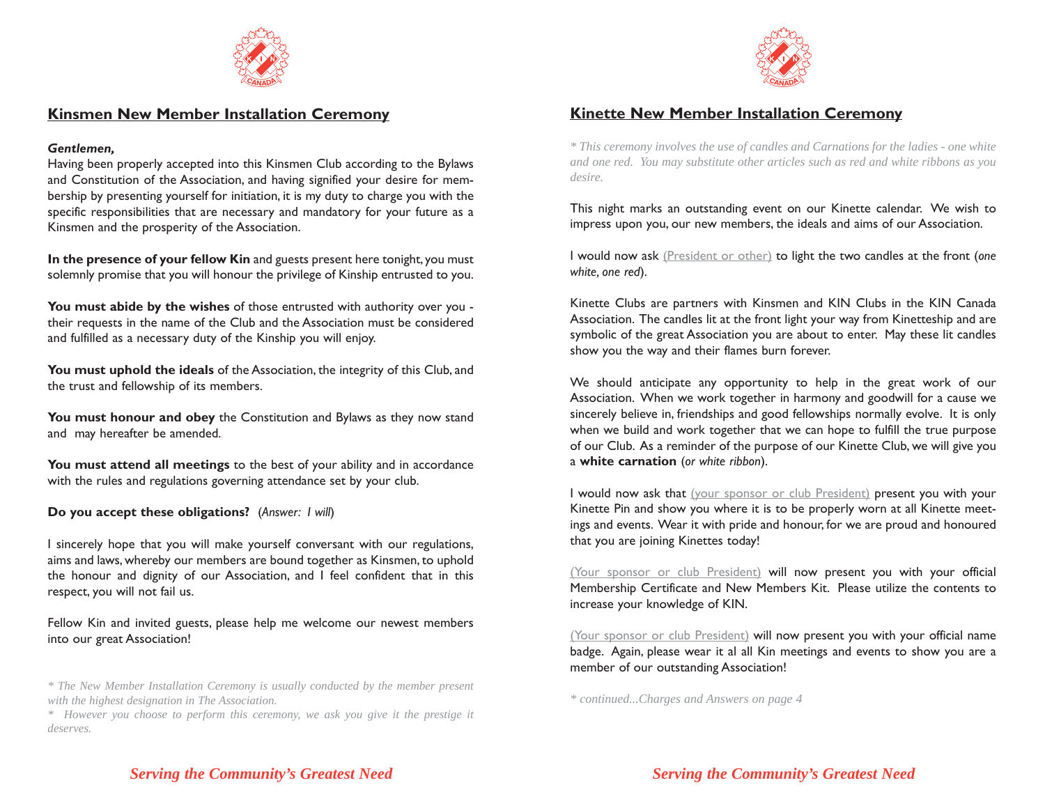## Kinsmen New Member Installation Ceremony

***Gentlemen,***

Having been properly accepted into this Kinsmen Club according to the Bylaws and Constitution of the Association, and having signified your desire for membership by presenting yourself for initiation, it is my duty to charge you with the specific responsibilities that are necessary and mandatory for your future as a Kinsmen and the prosperity of the Association.

**In the presence of your fellow Kin** and guests present here tonight, you must solemnly promise that you will honour the privilege of Kinship entrusted to you.

**You must abide by the wishes** of those entrusted with authority over you - their requests in the name of the Club and the Association must be considered and fulfilled as a necessary duty of the Kinship you will enjoy.

**You must uphold the ideals** of the Association, the integrity of this Club, and the trust and fellowship of its members.

**You must honour and obey** the Constitution and Bylaws as they now stand and may hereafter be amended.

**You must attend all meetings** to the best of your ability and in accordance with the rules and regulations governing attendance set by your club.

**Do you accept these obligations?** (*Answer: I will*)

I sincerely hope that you will make yourself conversant with our regulations, aims and laws, whereby our members are bound together as Kinsmen, to uphold the honour and dignity of our Association, and I feel confident that in this respect, you will not fail us.

Fellow Kin and invited guests, please help me welcome our newest members into our great Association!

*\* The New Member Installation Ceremony is usually conducted by the member present with the highest designation in The Association.*

*\* However you choose to perform this ceremony, we ask you give it the prestige it deserves.*

*Serving the Community's Greatest Need*

## Kinette New Member Installation Ceremony

*\* This ceremony involves the use of candles and Carnations for the ladies - one white and one red. You may substitute other articles such as red and white ribbons as you desire.*

This night marks an outstanding event on our Kinette calendar. We wish to impress upon you, our new members, the ideals and aims of our Association.

I would now ask (President or other) to light the two candles at the front (*one white, one red*).

Kinette Clubs are partners with Kinsmen and KIN Clubs in the KIN Canada Association. The candles lit at the front light your way from Kinetteship and are symbolic of the great Association you are about to enter. May these lit candles show you the way and their flames burn forever.

We should anticipate any opportunity to help in the great work of our Association. When we work together in harmony and goodwill for a cause we sincerely believe in, friendships and good fellowships normally evolve. It is only when we build and work together that we can hope to fulfill the true purpose of our Club. As a reminder of the purpose of our Kinette Club, we will give you a **white carnation** (*or white ribbon*).

I would now ask that (your sponsor or club President) present you with your Kinette Pin and show you where it is to be properly worn at all Kinette meetings and events. Wear it with pride and honour, for we are proud and honoured that you are joining Kinettes today!

(Your sponsor or club President) will now present you with your official Membership Certificate and New Members Kit. Please utilize the contents to increase your knowledge of KIN.

(Your sponsor or club President) will now present you with your official name badge. Again, please wear it al all Kin meetings and events to show you are a member of our outstanding Association!

*\* continued...Charges and Answers on page 4*

*Serving the Community's Greatest Need*